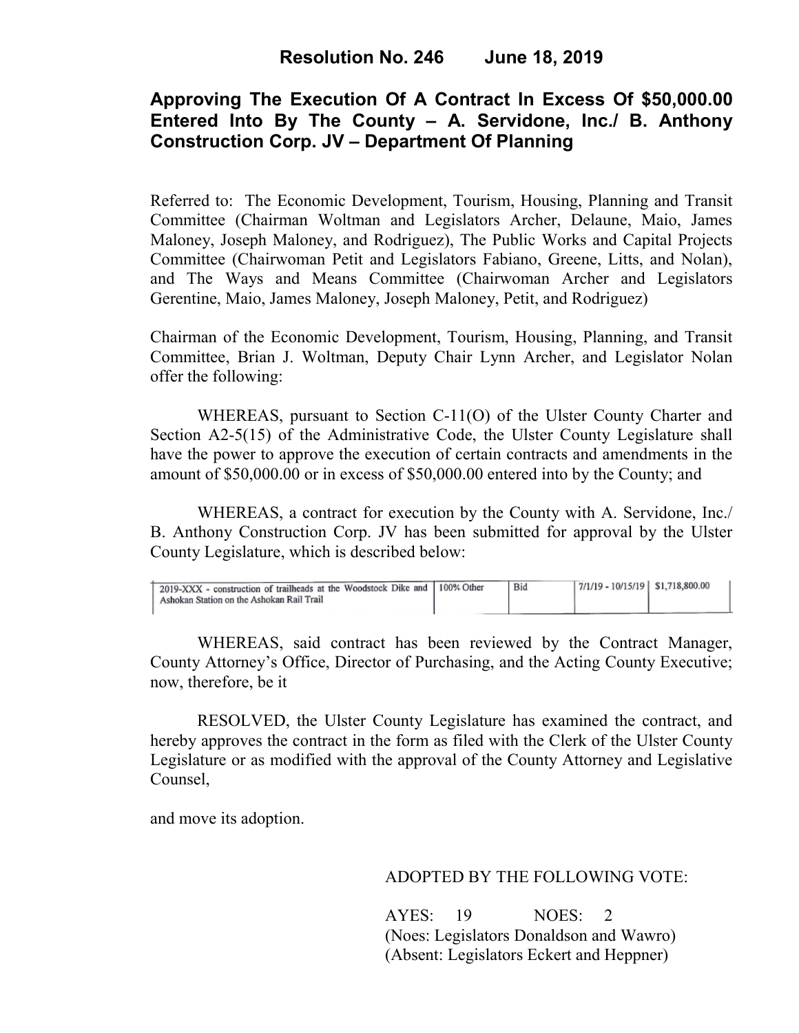# Resolution No. 246 June 18, 2019

## Approving The Execution Of A Contract In Excess Of $50,000.00 Entered Into By The County – A. Servidone, Inc./ B. Anthony Construction Corp. JV – Department Of Planning

Referred to: The Economic Development, Tourism, Housing, Planning and Transit Committee (Chairman Woltman and Legislators Archer, Delaune, Maio, James Maloney, Joseph Maloney, and Rodriguez), The Public Works and Capital Projects Committee (Chairwoman Petit and Legislators Fabiano, Greene, Litts, and Nolan), and The Ways and Means Committee (Chairwoman Archer and Legislators Gerentine, Maio, James Maloney, Joseph Maloney, Petit, and Rodriguez)

Chairman of the Economic Development, Tourism, Housing, Planning, and Transit Committee, Brian J. Woltman, Deputy Chair Lynn Archer, and Legislator Nolan offer the following:

WHEREAS, pursuant to Section C-11(O) of the Ulster County Charter and Section A2-5(15) of the Administrative Code, the Ulster County Legislature shall have the power to approve the execution of certain contracts and amendments in the amount of $50,000.00 or in excess of $50,000.00 entered into by the County; and

WHEREAS, a contract for execution by the County with A. Servidone, Inc./ B. Anthony Construction Corp. JV has been submitted for approval by the Ulster County Legislature, which is described below:

| | | | | |
|---|---|---|---|---|
| 2019-XXX - construction of trailheads at the Woodstock Dike and Ashokan Station on the Ashokan Rail Trail | 100% Other | Bid | 7/1/19 - 10/15/19 | $1,718,800.00 |

WHEREAS, said contract has been reviewed by the Contract Manager, County Attorney's Office, Director of Purchasing, and the Acting County Executive; now, therefore, be it

RESOLVED, the Ulster County Legislature has examined the contract, and hereby approves the contract in the form as filed with the Clerk of the Ulster County Legislature or as modified with the approval of the County Attorney and Legislative Counsel,

and move its adoption.

ADOPTED BY THE FOLLOWING VOTE:

AYES: 19 NOES: 2
(Noes: Legislators Donaldson and Wawro)
(Absent: Legislators Eckert and Heppner)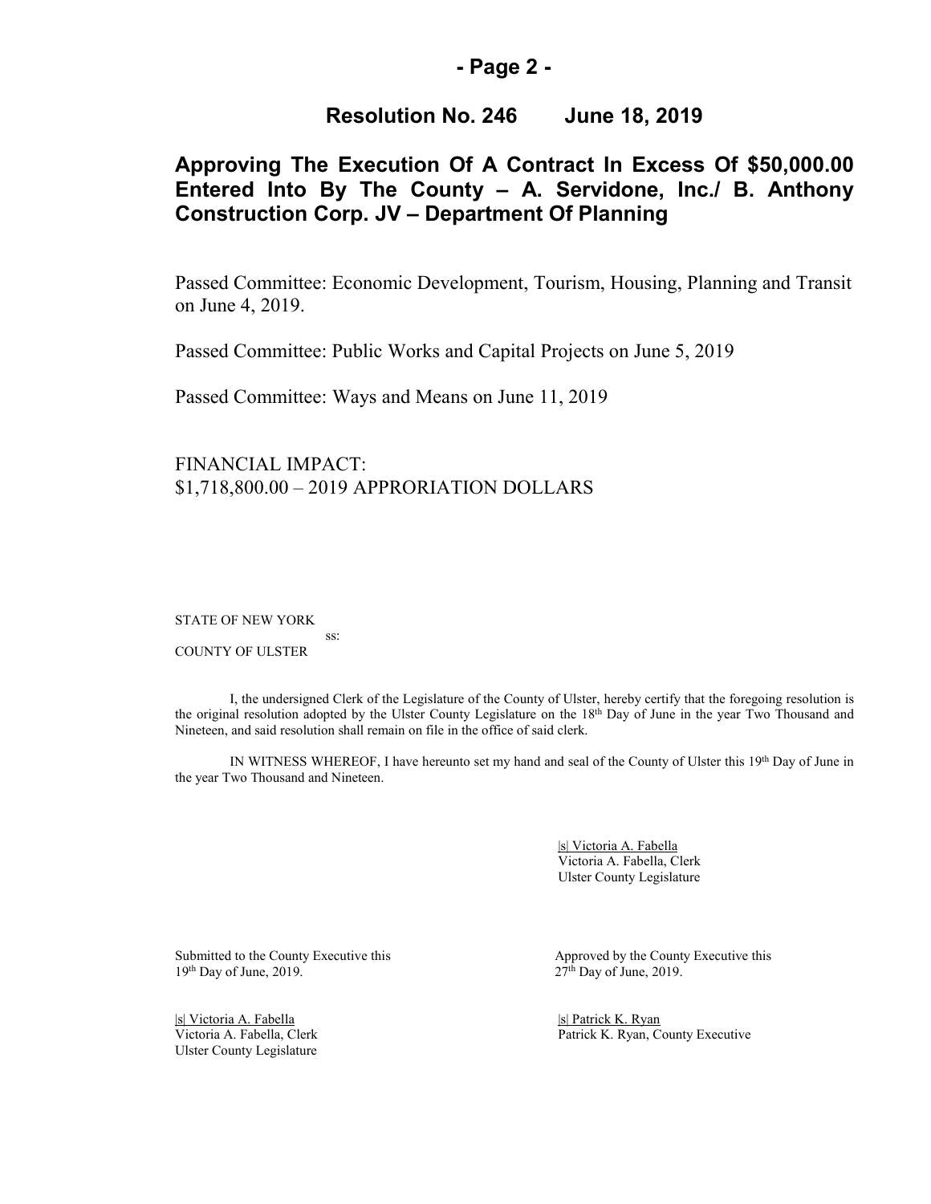## Resolution No. 246 June 18, 2019

## Approving The Execution Of A Contract In Excess Of $50,000.00 Entered Into By The County – A. Servidone, Inc./ B. Anthony Construction Corp. JV – Department Of Planning

Passed Committee: Economic Development, Tourism, Housing, Planning and Transit on June 4, 2019.

Passed Committee: Public Works and Capital Projects on June 5, 2019

Passed Committee: Ways and Means on June 11, 2019

FINANCIAL IMPACT:
$1,718,800.00 – 2019 APPRORIATION DOLLARS

STATE OF NEW YORK
ss:
COUNTY OF ULSTER

I, the undersigned Clerk of the Legislature of the County of Ulster, hereby certify that the foregoing resolution is the original resolution adopted by the Ulster County Legislature on the 18th Day of June in the year Two Thousand and Nineteen, and said resolution shall remain on file in the office of said clerk.

IN WITNESS WHEREOF, I have hereunto set my hand and seal of the County of Ulster this 19th Day of June in the year Two Thousand and Nineteen.

|s| Victoria A. Fabella
Victoria A. Fabella, Clerk
Ulster County Legislature

Submitted to the County Executive this 19th Day of June, 2019.

|s| Victoria A. Fabella
Victoria A. Fabella, Clerk
Ulster County Legislature

Approved by the County Executive this 27th Day of June, 2019.

|s| Patrick K. Ryan
Patrick K. Ryan, County Executive